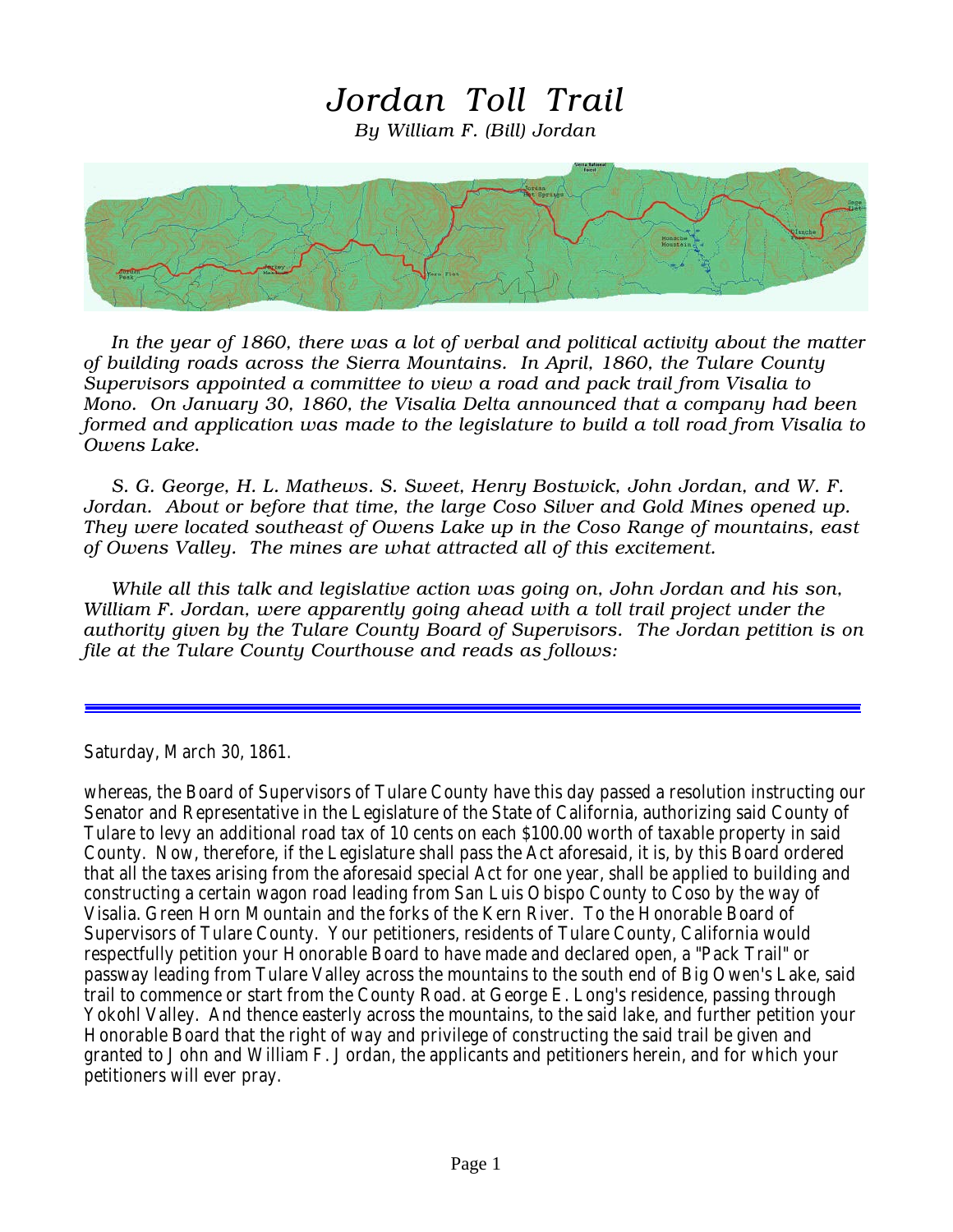# *Jordan Toll Trail*

*By William F. (Bill) Jordan*

*In the year of 1860, there was a lot of verbal and political activity about the matter of building roads across the Sierra Mountains. In April, 1860, the Tulare County Supervisors appointed a committee to view a road and pack trail from Visalia to Mono. On January 30, 1860, the Visalia Delta announced that a company had been formed and application was made to the legislature to build a toll road from Visalia to Owens Lake.*

*S. G. George, H. L. Mathews. S. Sweet, Henry Bostwick, John Jordan, and W. F. Jordan. About or before that time, the large Coso Silver and Gold Mines opened up. They were located southeast of Owens Lake up in the Coso Range of mountains, east of Owens Valley. The mines are what attracted all of this excitement.*

*While all this talk and legislative action was going on, John Jordan and his son, William F. Jordan, were apparently going ahead with a toll trail project under the authority given by the Tulare County Board of Supervisors. The Jordan petition is on file at the Tulare County Courthouse and reads as follows:*

---

Saturday, March 30, 1861.

whereas, the Board of Supervisors of Tulare County have this day passed a resolution instructing our Senator and Representative in the Legislature of the State of California, authorizing said County of Tulare to levy an additional road tax of 10 cents on each $100.00 worth of taxable property in said County. Now, therefore, if the Legislature shall pass the Act aforesaid, it is, by this Board ordered that all the taxes arising from the aforesaid special Act for one year, shall be applied to building and constructing a certain wagon road leading from San Luis Obispo County to Coso by the way of Visalia. Green Horn Mountain and the forks of the Kern River. To the Honorable Board of Supervisors of Tulare County. Your petitioners, residents of Tulare County, California would respectfully petition your Honorable Board to have made and declared open, a "Pack Trail" or passway leading from Tulare Valley across the mountains to the south end of Big Owen's Lake, said trail to commence or start from the County Road. at George E. Long's residence, passing through Yokohl Valley. And thence easterly across the mountains, to the said lake, and further petition your Honorable Board that the right of way and privilege of constructing the said trail be given and granted to John and William F. Jordan, the applicants and petitioners herein, and for which your petitioners will ever pray.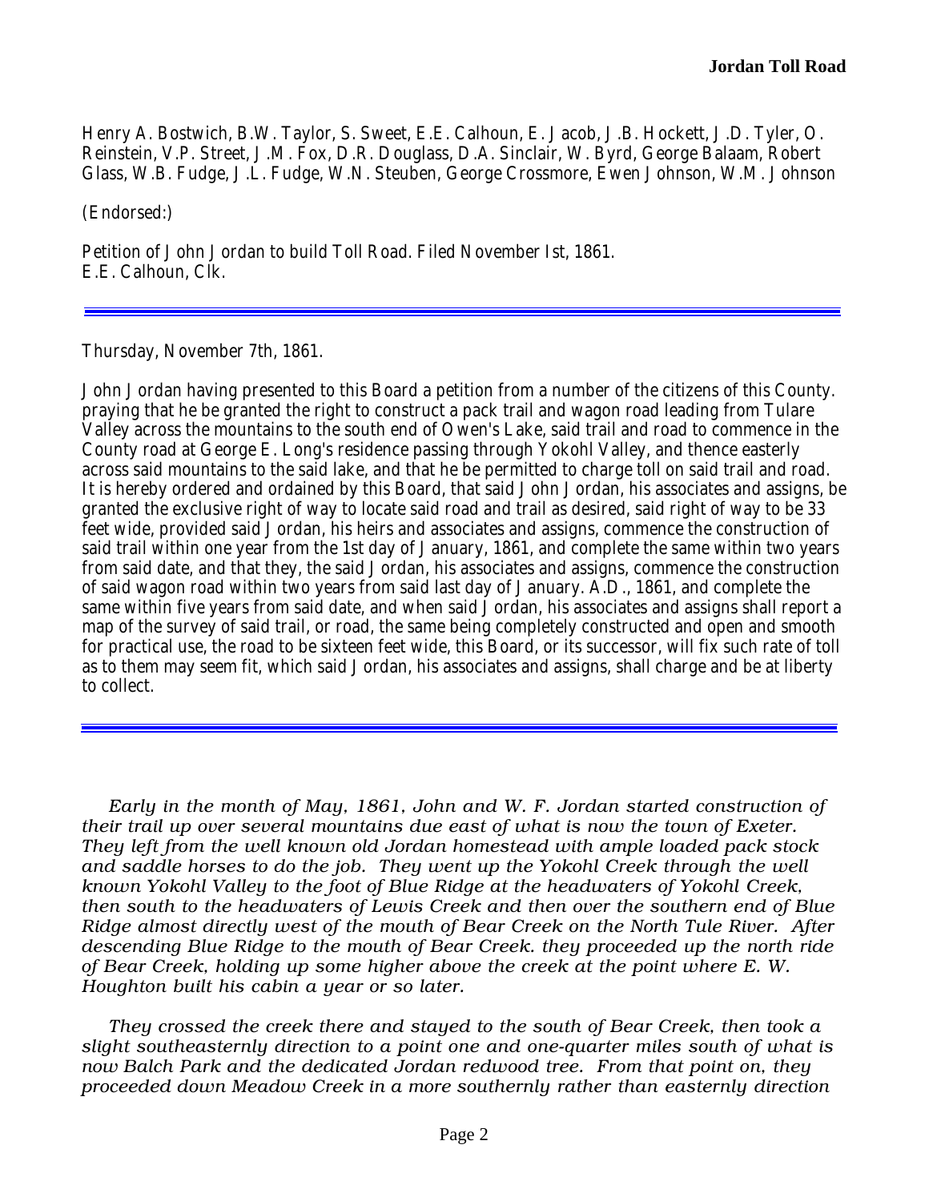Henry A. Bostwich, B.W. Taylor, S. Sweet, E.E. Calhoun, E. Jacob, J.B. Hockett, J.D. Tyler, O. Reinstein, V.P. Street, J.M. Fox, D.R. Douglass, D.A. Sinclair, W. Byrd, George Balaam, Robert Glass, W.B. Fudge, J.L. Fudge, W.N. Steuben, George Crossmore, Ewen Johnson, W.M. Johnson

(Endorsed:)

Petition of John Jordan to build Toll Road. Filed November Ist, 1861.
E.E. Calhoun, Clk.

---

Thursday, November 7th, 1861.

John Jordan having presented to this Board a petition from a number of the citizens of this County. praying that he be granted the right to construct a pack trail and wagon road leading from Tulare Valley across the mountains to the south end of Owen's Lake, said trail and road to commence in the County road at George E. Long's residence passing through Yokohl Valley, and thence easterly across said mountains to the said lake, and that he be permitted to charge toll on said trail and road. It is hereby ordered and ordained by this Board, that said John Jordan, his associates and assigns, be granted the exclusive right of way to locate said road and trail as desired, said right of way to be 33 feet wide, provided said Jordan, his heirs and associates and assigns, commence the construction of said trail within one year from the 1st day of January, 1861, and complete the same within two years from said date, and that they, the said Jordan, his associates and assigns, commence the construction of said wagon road within two years from said last day of January. A.D., 1861, and complete the same within five years from said date, and when said Jordan, his associates and assigns shall report a map of the survey of said trail, or road, the same being completely constructed and open and smooth for practical use, the road to be sixteen feet wide, this Board, or its successor, will fix such rate of toll as to them may seem fit, which said Jordan, his associates and assigns, shall charge and be at liberty to collect.

---

*Early in the month of May, 1861, John and W. F. Jordan started construction of their trail up over several mountains due east of what is now the town of Exeter. They left from the well known old Jordan homestead with ample loaded pack stock and saddle horses to do the job. They went up the Yokohl Creek through the well known Yokohl Valley to the foot of Blue Ridge at the headwaters of Yokohl Creek, then south to the headwaters of Lewis Creek and then over the southern end of Blue Ridge almost directly west of the mouth of Bear Creek on the North Tule River. After descending Blue Ridge to the mouth of Bear Creek. they proceeded up the north ride of Bear Creek, holding up some higher above the creek at the point where E. W. Houghton built his cabin a year or so later.*

*They crossed the creek there and stayed to the south of Bear Creek, then took a slight southeasternly direction to a point one and one-quarter miles south of what is now Balch Park and the dedicated Jordan redwood tree. From that point on, they proceeded down Meadow Creek in a more southernly rather than easternly direction*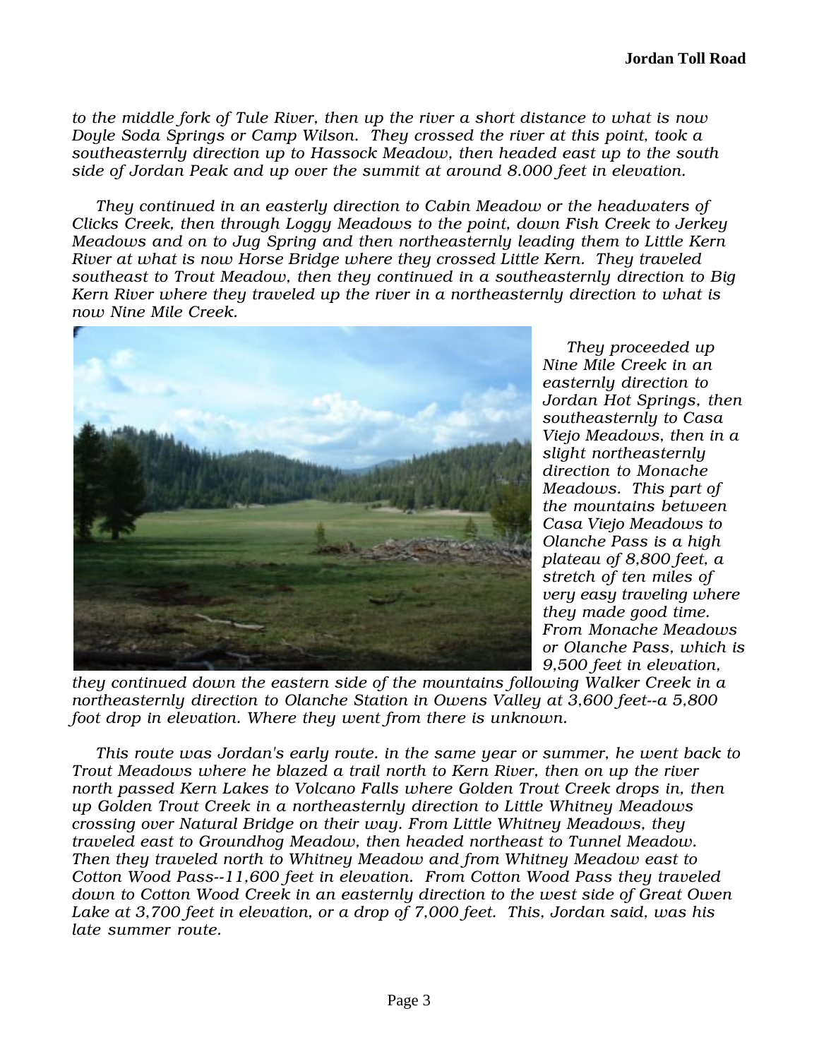*to the middle fork of Tule River, then up the river a short distance to what is now Doyle Soda Springs or Camp Wilson. They crossed the river at this point, took a southeasternly direction up to Hassock Meadow, then headed east up to the south side of Jordan Peak and up over the summit at around 8.000 feet in elevation.*

*They continued in an easterly direction to Cabin Meadow or the headwaters of Clicks Creek, then through Loggy Meadows to the point, down Fish Creek to Jerkey Meadows and on to Jug Spring and then northeasternly leading them to Little Kern River at what is now Horse Bridge where they crossed Little Kern. They traveled southeast to Trout Meadow, then they continued in a southeasternly direction to Big Kern River where they traveled up the river in a northeasternly direction to what is now Nine Mile Creek.*

*They proceeded up Nine Mile Creek in an easternly direction to Jordan Hot Springs, then southeasternly to Casa Viejo Meadows, then in a slight northeasternly direction to Monache Meadows. This part of the mountains between Casa Viejo Meadows to Olanche Pass is a high plateau of 8,800 feet, a stretch of ten miles of very easy traveling where they made good time. From Monache Meadows or Olanche Pass, which is 9,500 feet in elevation, they continued down the eastern side of the mountains following Walker Creek in a northeasternly direction to Olanche Station in Owens Valley at 3,600 feet--a 5,800 foot drop in elevation. Where they went from there is unknown.*

*This route was Jordan's early route. in the same year or summer, he went back to Trout Meadows where he blazed a trail north to Kern River, then on up the river north passed Kern Lakes to Volcano Falls where Golden Trout Creek drops in, then up Golden Trout Creek in a northeasternly direction to Little Whitney Meadows crossing over Natural Bridge on their way. From Little Whitney Meadows, they traveled east to Groundhog Meadow, then headed northeast to Tunnel Meadow. Then they traveled north to Whitney Meadow and from Whitney Meadow east to Cotton Wood Pass--11,600 feet in elevation. From Cotton Wood Pass they traveled down to Cotton Wood Creek in an easterly direction to the west side of Great Owen Lake at 3,700 feet in elevation, or a drop of 7,000 feet. This, Jordan said, was his late summer route.*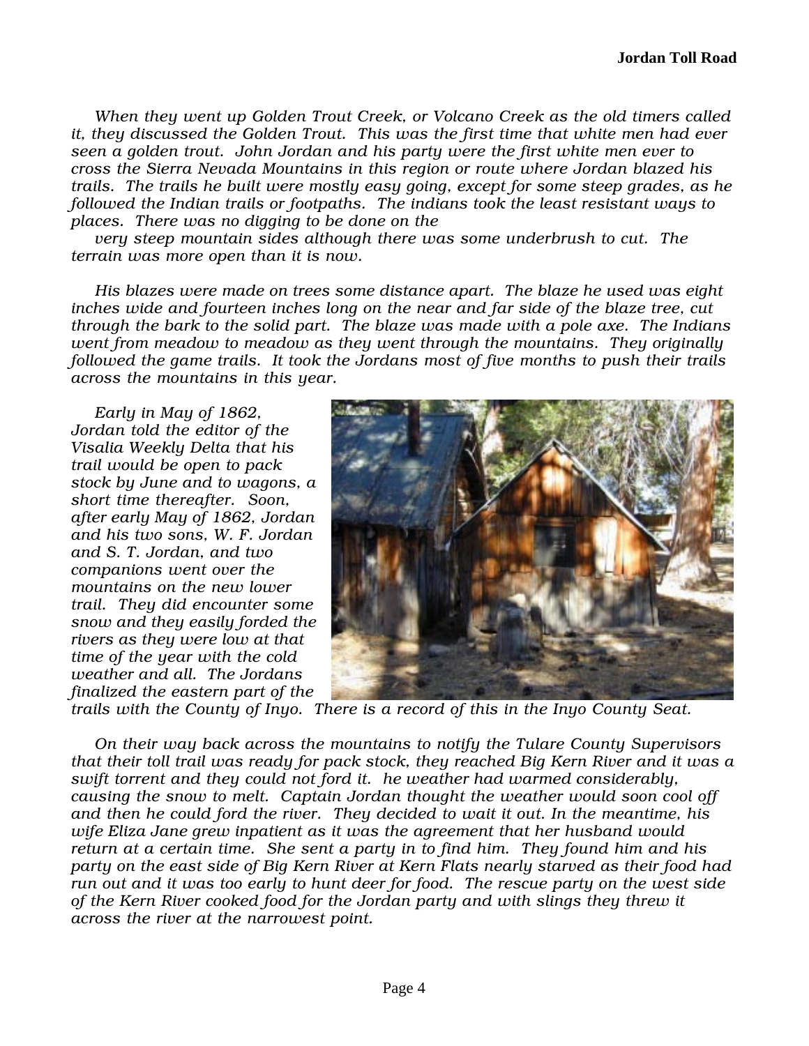*When they went up Golden Trout Creek, or Volcano Creek as the old timers called it, they discussed the Golden Trout. This was the first time that white men had ever seen a golden trout. John Jordan and his party were the first white men ever to cross the Sierra Nevada Mountains in this region or route where Jordan blazed his trails. The trails he built were mostly easy going, except for some steep grades, as he followed the Indian trails or footpaths. The indians took the least resistant ways to places. There was no digging to be done on the very steep mountain sides although there was some underbrush to cut. The terrain was more open than it is now.*

*His blazes were made on trees some distance apart. The blaze he used was eight inches wide and fourteen inches long on the near and far side of the blaze tree, cut through the bark to the solid part. The blaze was made with a pole axe. The Indians went from meadow to meadow as they went through the mountains. They originally followed the game trails. It took the Jordans most of five months to push their trails across the mountains in this year.*

*Early in May of 1862, Jordan told the editor of the Visalia Weekly Delta that his trail would be open to pack stock by June and to wagons, a short time thereafter. Soon, after early May of 1862, Jordan and his two sons, W. F. Jordan and S. T. Jordan, and two companions went over the mountains on the new lower trail. They did encounter some snow and they easily forded the rivers as they were low at that time of the year with the cold weather and all. The Jordans finalized the eastern part of the trails with the County of Inyo. There is a record of this in the Inyo County Seat.*

*On their way back across the mountains to notify the Tulare County Supervisors that their toll trail was ready for pack stock, they reached Big Kern River and it was a swift torrent and they could not ford it. he weather had warmed considerably, causing the snow to melt. Captain Jordan thought the weather would soon cool off and then he could ford the river. They decided to wait it out. In the meantime, his wife Eliza Jane grew inpatient as it was the agreement that her husband would return at a certain time. She sent a party in to find him. They found him and his party on the east side of Big Kern River at Kern Flats nearly starved as their food had run out and it was too early to hunt deer for food. The rescue party on the west side of the Kern River cooked food for the Jordan party and with slings they threw it across the river at the narrowest point.*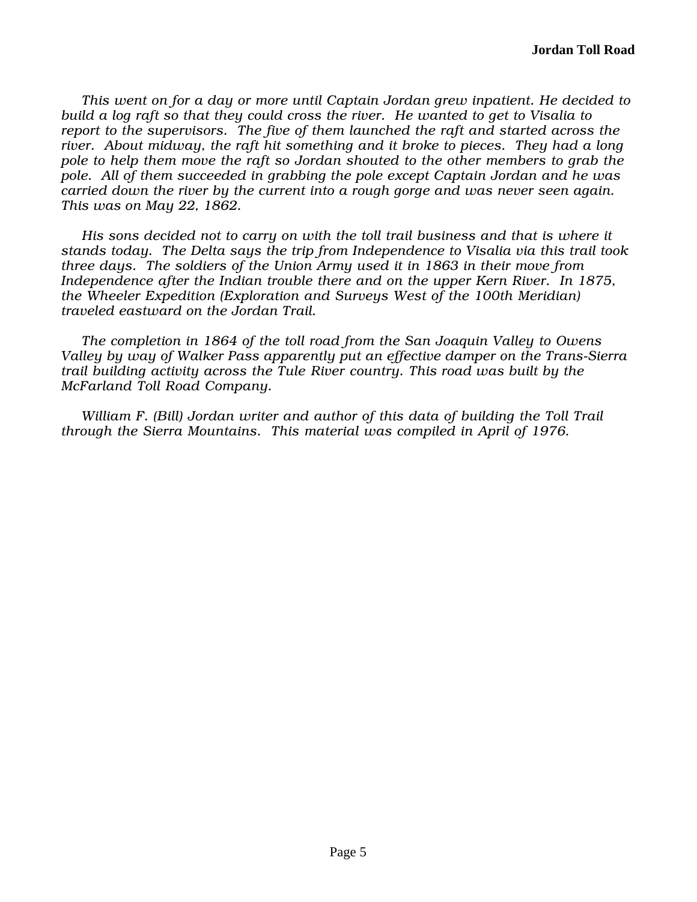*This went on for a day or more until Captain Jordan grew inpatient. He decided to build a log raft so that they could cross the river. He wanted to get to Visalia to report to the supervisors. The five of them launched the raft and started across the river. About midway, the raft hit something and it broke to pieces. They had a long pole to help them move the raft so Jordan shouted to the other members to grab the pole. All of them succeeded in grabbing the pole except Captain Jordan and he was carried down the river by the current into a rough gorge and was never seen again. This was on May 22, 1862.*

*His sons decided not to carry on with the toll trail business and that is where it stands today. The Delta says the trip from Independence to Visalia via this trail took three days. The soldiers of the Union Army used it in 1863 in their move from Independence after the Indian trouble there and on the upper Kern River. In 1875, the Wheeler Expedition (Exploration and Surveys West of the 100th Meridian) traveled eastward on the Jordan Trail.*

*The completion in 1864 of the toll road from the San Joaquin Valley to Owens Valley by way of Walker Pass apparently put an effective damper on the Trans-Sierra trail building activity across the Tule River country. This road was built by the McFarland Toll Road Company.*

*William F. (Bill) Jordan writer and author of this data of building the Toll Trail through the Sierra Mountains. This material was compiled in April of 1976.*